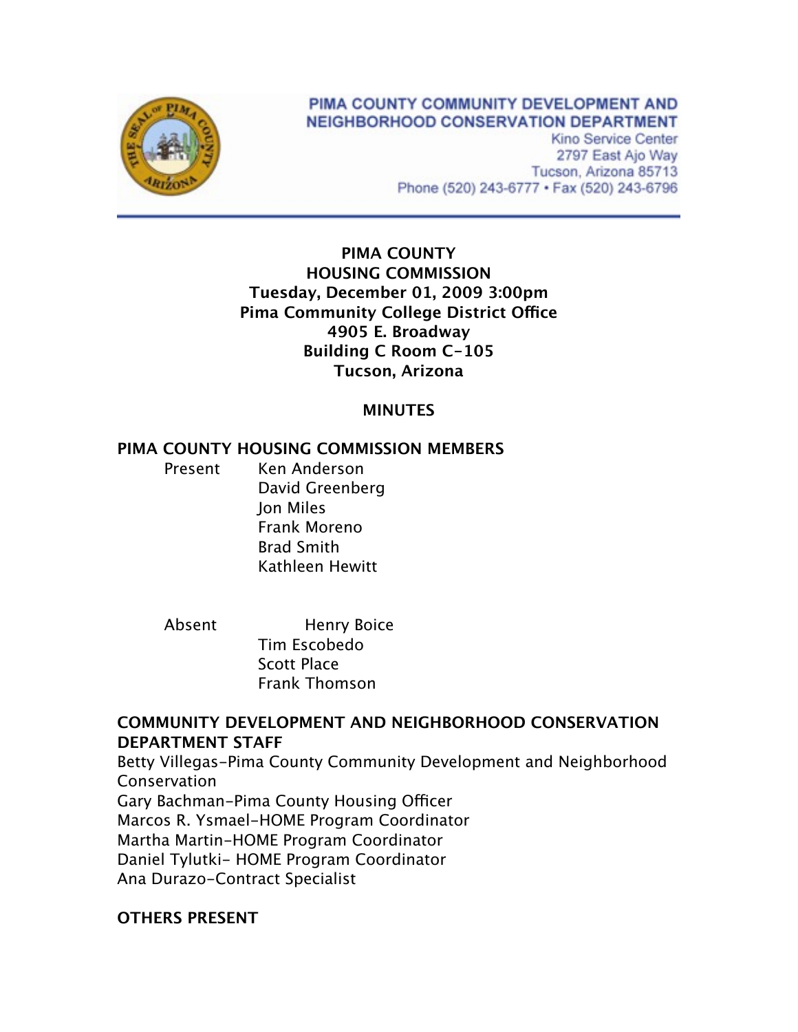PIMA COUNTY COMMUNITY DEVELOPMENT AND NEIGHBORHOOD CONSERVATION DEPARTMENT
Kino Service Center
2797 East Ajo Way
Tucson, Arizona 85713
Phone (520) 243-6777 • Fax (520) 243-6796

# PIMA COUNTY
# HOUSING COMMISSION
**Tuesday, December 01, 2009 3:00pm**
**Pima Community College District Office**
**4905 E. Broadway**
**Building C Room C-105**
**Tucson, Arizona**

## MINUTES

### PIMA COUNTY HOUSING COMMISSION MEMBERS

Present
- Ken Anderson
- David Greenberg
- Jon Miles
- Frank Moreno
- Brad Smith
- Kathleen Hewitt

Absent
- Henry Boice
- Tim Escobedo
- Scott Place
- Frank Thomson

### COMMUNITY DEVELOPMENT AND NEIGHBORHOOD CONSERVATION DEPARTMENT STAFF

Betty Villegas-Pima County Community Development and Neighborhood Conservation
Gary Bachman-Pima County Housing Officer
Marcos R. Ysmael-HOME Program Coordinator
Martha Martin-HOME Program Coordinator
Daniel Tylutki- HOME Program Coordinator
Ana Durazo-Contract Specialist

### OTHERS PRESENT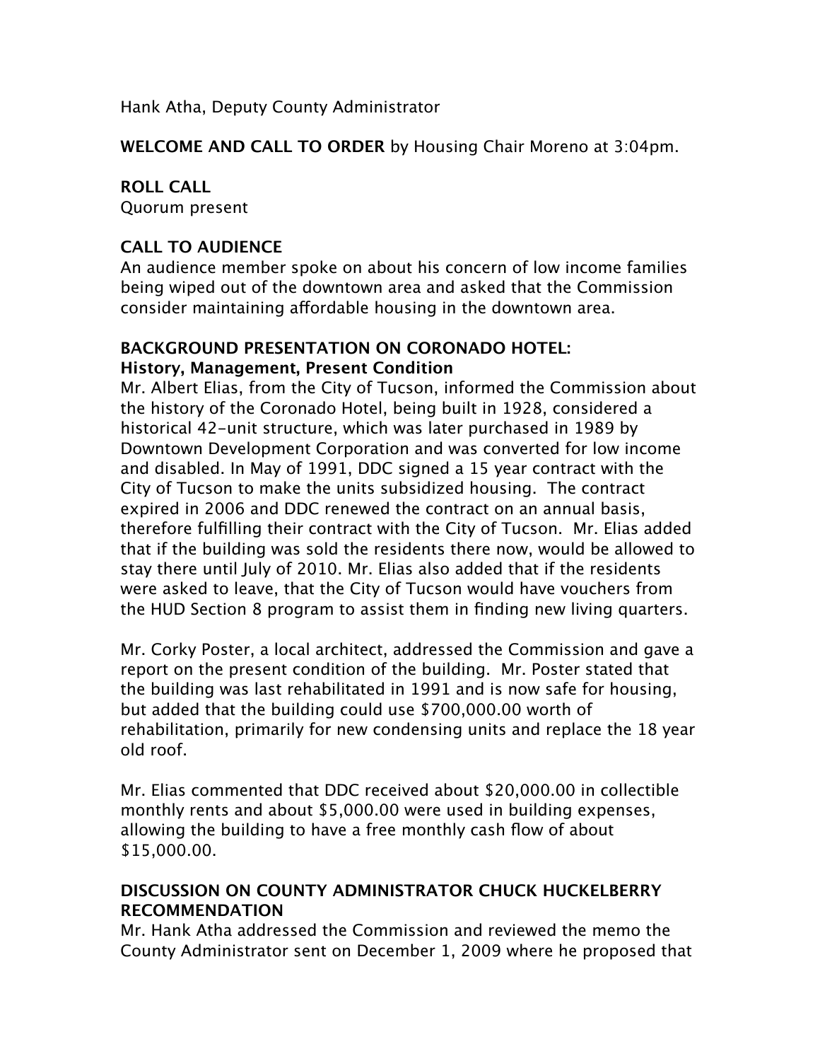Hank Atha, Deputy County Administrator

**WELCOME AND CALL TO ORDER** by Housing Chair Moreno at 3:04pm.

**ROLL CALL**
Quorum present

**CALL TO AUDIENCE**
An audience member spoke on about his concern of low income families being wiped out of the downtown area and asked that the Commission consider maintaining affordable housing in the downtown area.

**BACKGROUND PRESENTATION ON CORONADO HOTEL:**
**History, Management, Present Condition**
Mr. Albert Elias, from the City of Tucson, informed the Commission about the history of the Coronado Hotel, being built in 1928, considered a historical 42-unit structure, which was later purchased in 1989 by Downtown Development Corporation and was converted for low income and disabled. In May of 1991, DDC signed a 15 year contract with the City of Tucson to make the units subsidized housing. The contract expired in 2006 and DDC renewed the contract on an annual basis, therefore fulfilling their contract with the City of Tucson. Mr. Elias added that if the building was sold the residents there now, would be allowed to stay there until July of 2010. Mr. Elias also added that if the residents were asked to leave, that the City of Tucson would have vouchers from the HUD Section 8 program to assist them in finding new living quarters.

Mr. Corky Poster, a local architect, addressed the Commission and gave a report on the present condition of the building. Mr. Poster stated that the building was last rehabilitated in 1991 and is now safe for housing, but added that the building could use $700,000.00 worth of rehabilitation, primarily for new condensing units and replace the 18 year old roof.

Mr. Elias commented that DDC received about $20,000.00 in collectible monthly rents and about $5,000.00 were used in building expenses, allowing the building to have a free monthly cash flow of about $15,000.00.

**DISCUSSION ON COUNTY ADMINISTRATOR CHUCK HUCKELBERRY RECOMMENDATION**
Mr. Hank Atha addressed the Commission and reviewed the memo the County Administrator sent on December 1, 2009 where he proposed that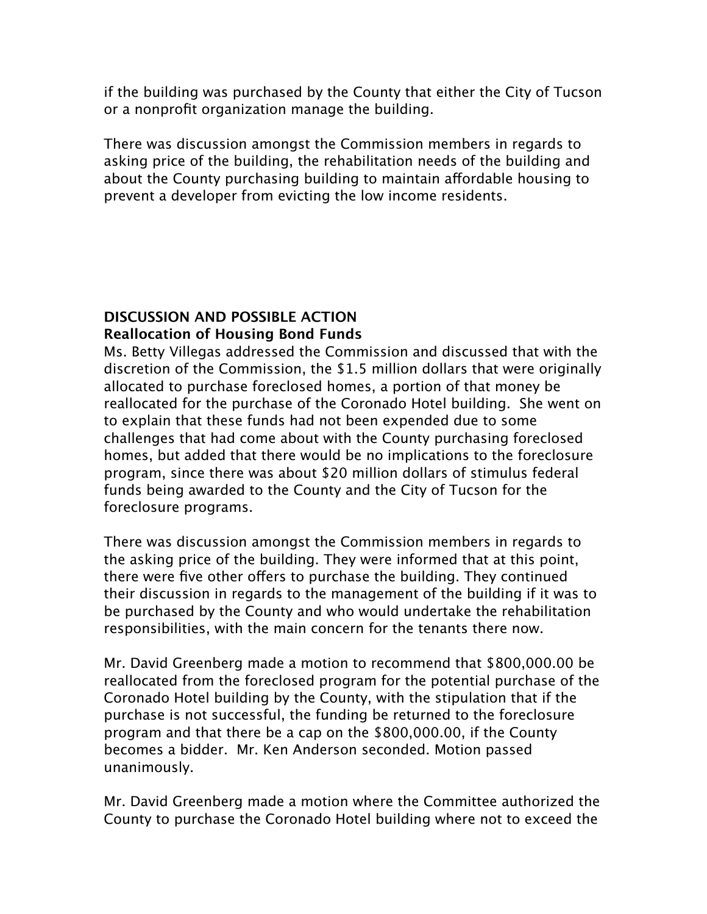if the building was purchased by the County that either the City of Tucson or a nonprofit organization manage the building.

There was discussion amongst the Commission members in regards to asking price of the building, the rehabilitation needs of the building and about the County purchasing building to maintain affordable housing to prevent a developer from evicting the low income residents.

**DISCUSSION AND POSSIBLE ACTION**
**Reallocation of Housing Bond Funds**

Ms. Betty Villegas addressed the Commission and discussed that with the discretion of the Commission, the $1.5 million dollars that were originally allocated to purchase foreclosed homes, a portion of that money be reallocated for the purchase of the Coronado Hotel building. She went on to explain that these funds had not been expended due to some challenges that had come about with the County purchasing foreclosed homes, but added that there would be no implications to the foreclosure program, since there was about $20 million dollars of stimulus federal funds being awarded to the County and the City of Tucson for the foreclosure programs.

There was discussion amongst the Commission members in regards to the asking price of the building. They were informed that at this point, there were five other offers to purchase the building. They continued their discussion in regards to the management of the building if it was to be purchased by the County and who would undertake the rehabilitation responsibilities, with the main concern for the tenants there now.

Mr. David Greenberg made a motion to recommend that $800,000.00 be reallocated from the foreclosed program for the potential purchase of the Coronado Hotel building by the County, with the stipulation that if the purchase is not successful, the funding be returned to the foreclosure program and that there be a cap on the $800,000.00, if the County becomes a bidder. Mr. Ken Anderson seconded. Motion passed unanimously.

Mr. David Greenberg made a motion where the Committee authorized the County to purchase the Coronado Hotel building where not to exceed the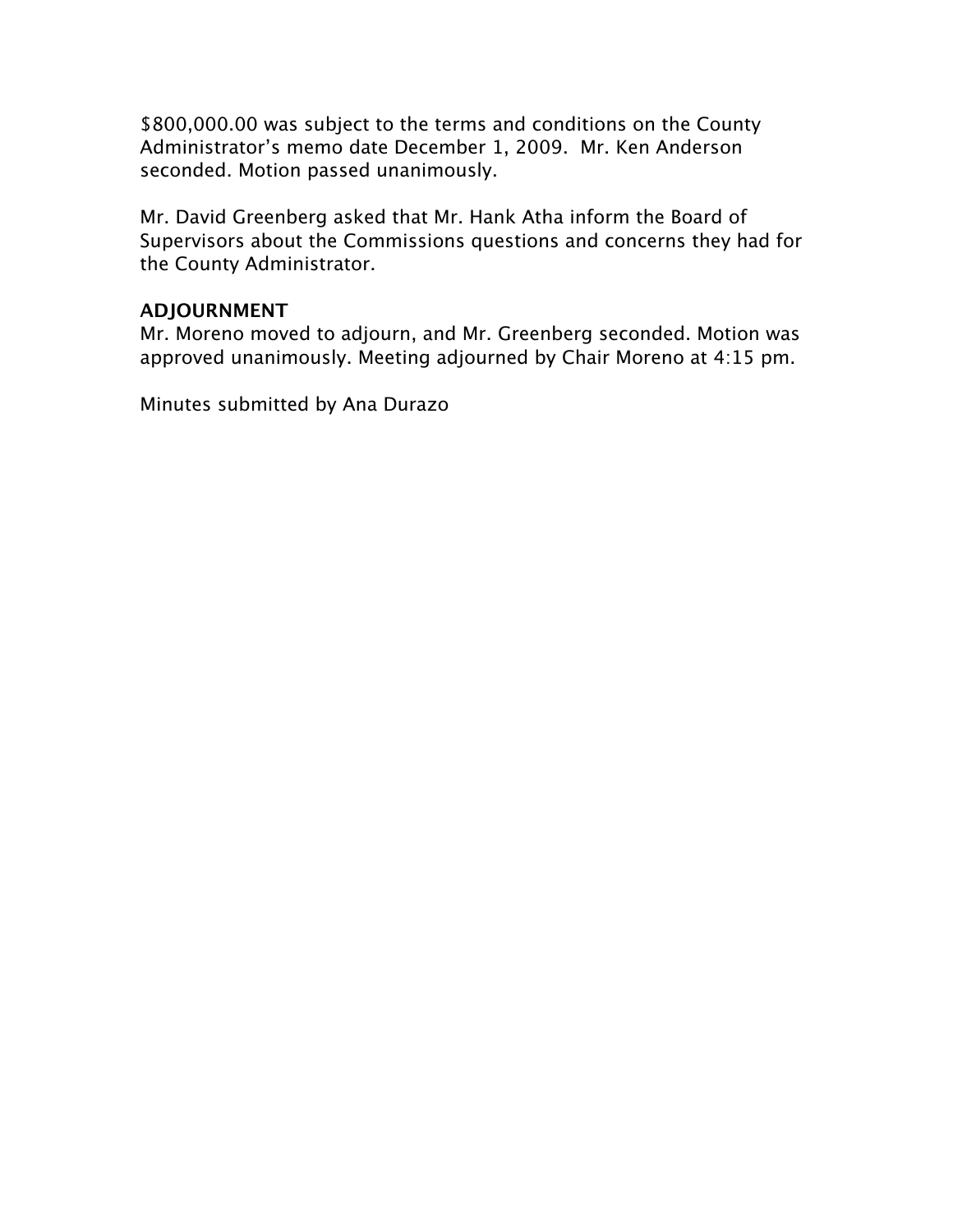$800,000.00 was subject to the terms and conditions on the County Administrator's memo date December 1, 2009. Mr. Ken Anderson seconded. Motion passed unanimously.

Mr. David Greenberg asked that Mr. Hank Atha inform the Board of Supervisors about the Commissions questions and concerns they had for the County Administrator.

**ADJOURNMENT**

Mr. Moreno moved to adjourn, and Mr. Greenberg seconded. Motion was approved unanimously. Meeting adjourned by Chair Moreno at 4:15 pm.

Minutes submitted by Ana Durazo